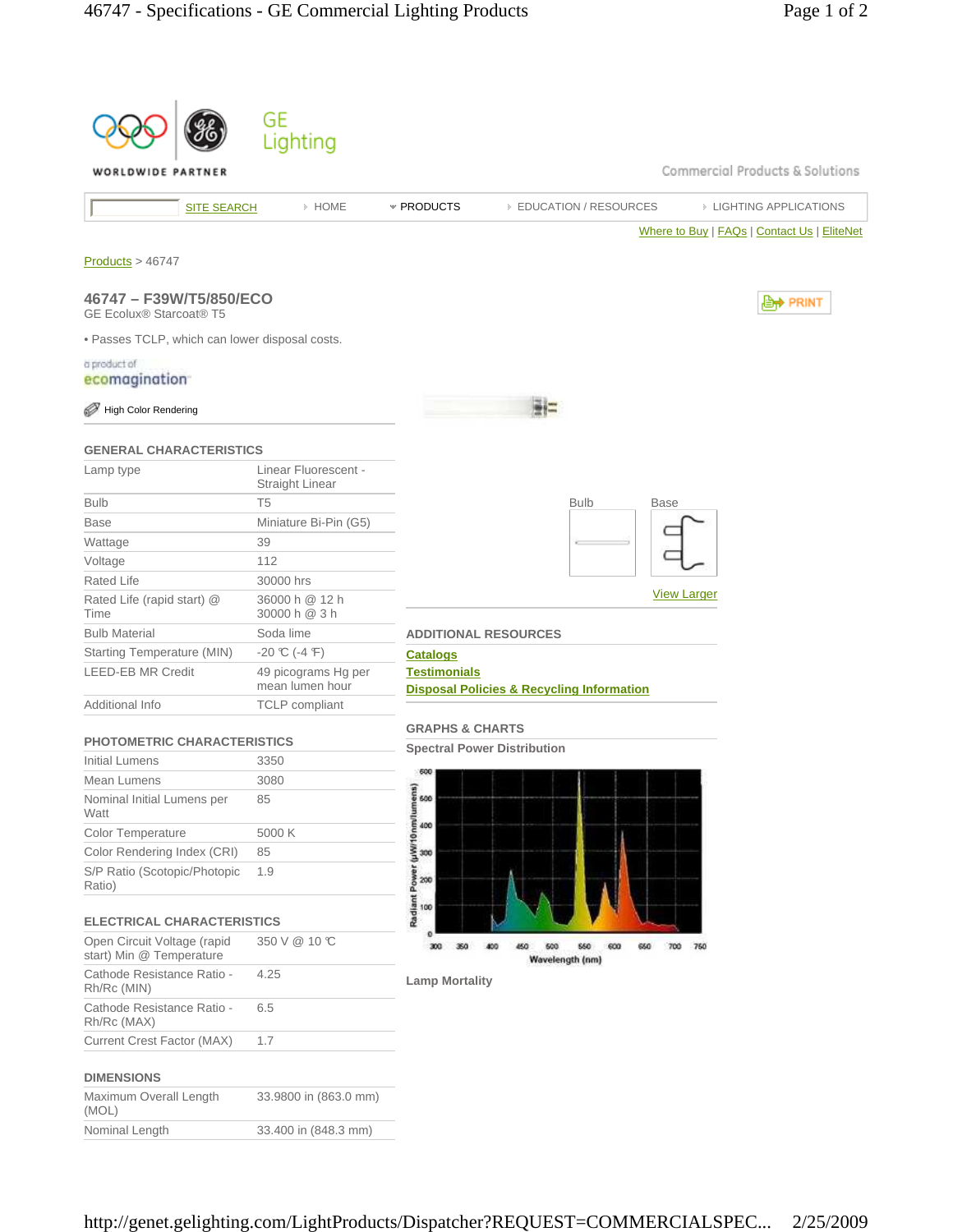GE Lighting

WORLDWIDE PARTNER

Commercial Products & Solutions

SITE SEARCH | HOME | PRODUCTS | EDUCATION / RESOURCES | LIGHTING APPLICATIONS

Where to Buy | FAQs | Contact Us | EliteNet

Products > 46747

## 46747 – F39W/T5/850/ECO

GE Ecolux® Starcoat® T5

- Passes TCLP, which can lower disposal costs.

a product of ecomagination

High Color Rendering

PRINT

### GENERAL CHARACTERISTICS

| | |
|---|---|
| Lamp type | Linear Fluorescent - Straight Linear |
| Bulb | T5 |
| Base | Miniature Bi-Pin (G5) |
| Wattage | 39 |
| Voltage | 112 |
| Rated Life | 30000 hrs |
| Rated Life (rapid start) @ Time | 36000 h @ 12 h 30000 h @ 3 h |
| Bulb Material | Soda lime |
| Starting Temperature (MIN) | -20 ℃ (-4 ℉) |
| LEED-EB MR Credit | 49 picograms Hg per mean lumen hour |
| Additional Info | TCLP compliant |

### PHOTOMETRIC CHARACTERISTICS

| | |
|---|---|
| Initial Lumens | 3350 |
| Mean Lumens | 3080 |
| Nominal Initial Lumens per Watt | 85 |
| Color Temperature | 5000 K |
| Color Rendering Index (CRI) | 85 |
| S/P Ratio (Scotopic/Photopic Ratio) | 1.9 |

### ELECTRICAL CHARACTERISTICS

| | |
|---|---|
| Open Circuit Voltage (rapid start) Min @ Temperature | 350 V @ 10 ℃ |
| Cathode Resistance Ratio - Rh/Rc (MIN) | 4.25 |
| Cathode Resistance Ratio - Rh/Rc (MAX) | 6.5 |
| Current Crest Factor (MAX) | 1.7 |

### DIMENSIONS

| | |
|---|---|
| Maximum Overall Length (MOL) | 33.9800 in (863.0 mm) |
| Nominal Length | 33.400 in (848.3 mm) |

Bulb | Base

View Larger

### ADDITIONAL RESOURCES

Catalogs

Testimonials

Disposal Policies & Recycling Information

### GRAPHS & CHARTS

**Spectral Power Distribution**

Radiant Power (µW/10nm/lumens)

Wavelength (nm)

**Lamp Mortality**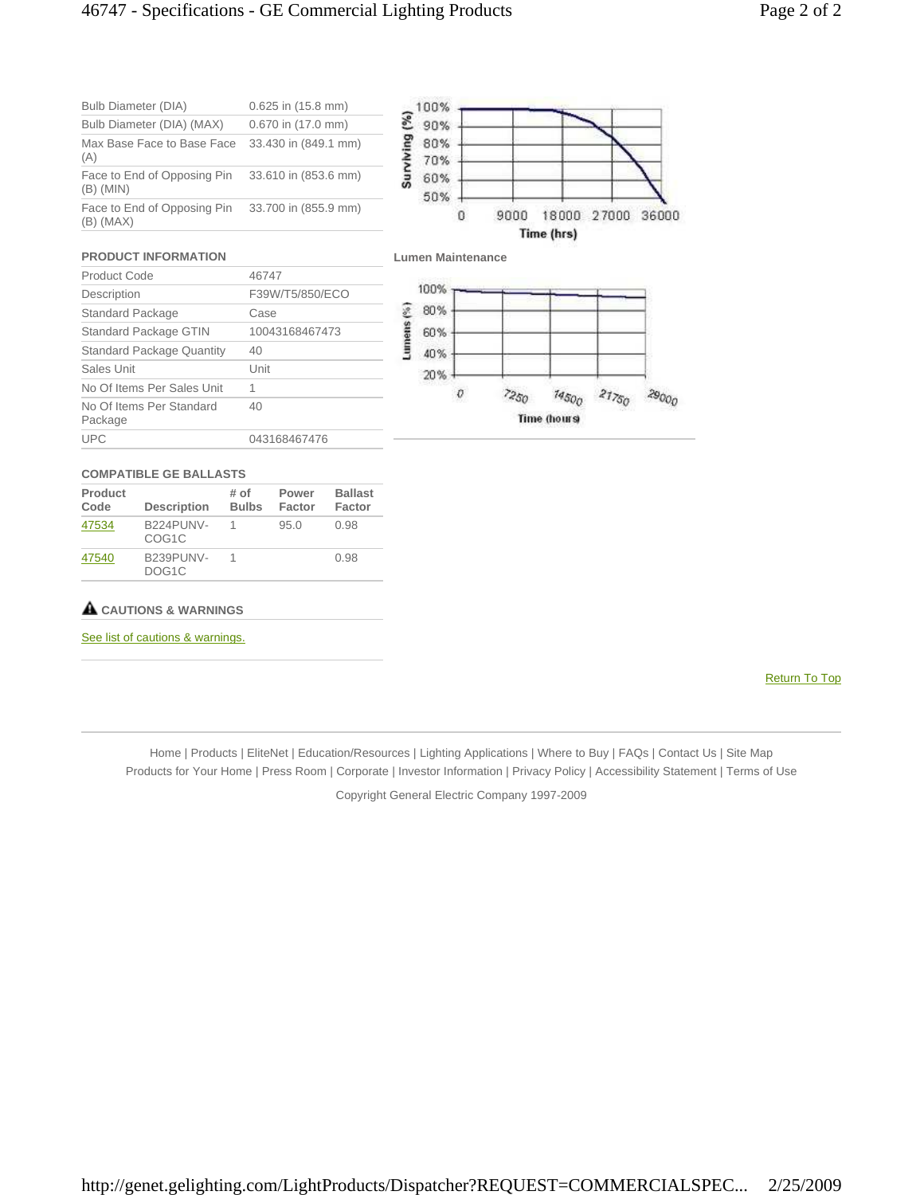| | |
|---|---|
| Bulb Diameter (DIA) | 0.625 in (15.8 mm) |
| Bulb Diameter (DIA) (MAX) | 0.670 in (17.0 mm) |
| Max Base Face to Base Face (A) | 33.430 in (849.1 mm) |
| Face to End of Opposing Pin (B) (MIN) | 33.610 in (853.6 mm) |
| Face to End of Opposing Pin (B) (MAX) | 33.700 in (855.9 mm) |

Surviving (%)
100%
90%
80%
70%
60%
50%
0
9000
18000
27000
36000
Time (hrs)

### PRODUCT INFORMATION

| | |
|---|---|
| Product Code | 46747 |
| Description | F39W/T5/850/ECO |
| Standard Package | Case |
| Standard Package GTIN | 10043168467473 |
| Standard Package Quantity | 40 |
| Sales Unit | Unit |
| No Of Items Per Sales Unit | 1 |
| No Of Items Per Standard Package | 40 |
| UPC | 043168467476 |

### Lumen Maintenance

Lumens (%)
100%
80%
60%
40%
20%
0
7250
14500
21750
29000
Time (hours)

### COMPATIBLE GE BALLASTS

| Product Code | Description | # of Bulbs | Power Factor | Ballast Factor |
|---|---|---|---|---|
| 47534 | B224PUNV-COG1C | 1 | 95.0 | 0.98 |
| 47540 | B239PUNV-DOG1C | 1 | | 0.98 |

### CAUTIONS & WARNINGS

See list of cautions & warnings.

Return To Top

Home | Products | EliteNet | Education/Resources | Lighting Applications | Where to Buy | FAQs | Contact Us | Site Map
Products for Your Home | Press Room | Corporate | Investor Information | Privacy Policy | Accessibility Statement | Terms of Use

Copyright General Electric Company 1997-2009